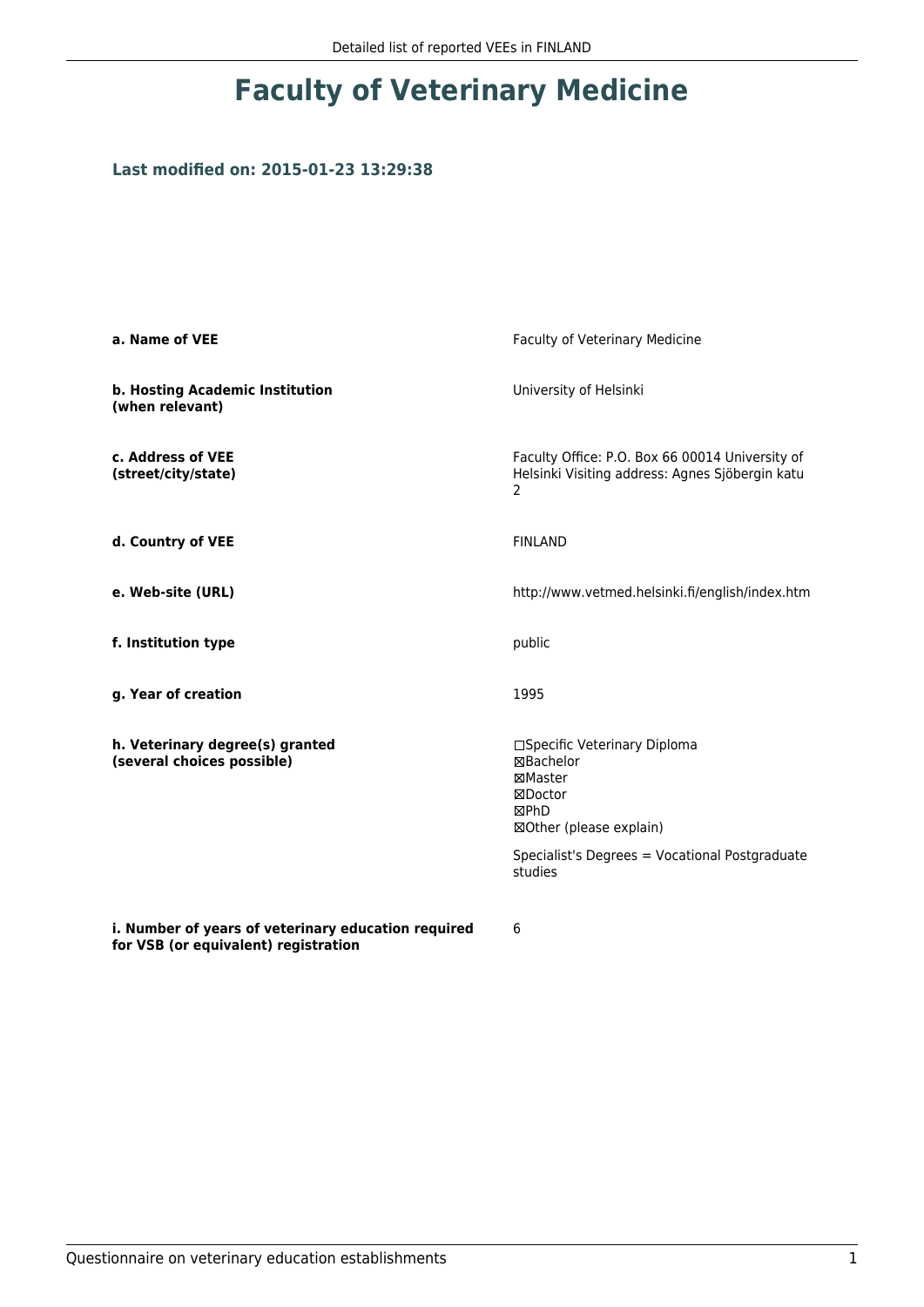# Faculty of Veterinary Medicine

### Last modified on: 2015-01-23 13:29:38

| | |
|---|---|
| **a. Name of VEE** | Faculty of Veterinary Medicine |
| **b. Hosting Academic Institution (when relevant)** | University of Helsinki |
| **c. Address of VEE (street/city/state)** | Faculty Office: P.O. Box 66 00014 University of Helsinki Visiting address: Agnes Sjöbergin katu 2 |
| **d. Country of VEE** | FINLAND |
| **e. Web-site (URL)** | http://www.vetmed.helsinki.fi/english/index.htm |
| **f. Institution type** | public |
| **g. Year of creation** | 1995 |
| **h. Veterinary degree(s) granted (several choices possible)** | ☐Specific Veterinary Diploma<br>☒Bachelor<br>☒Master<br>☒Doctor<br>☒PhD<br>☒Other (please explain)<br><br>Specialist's Degrees = Vocational Postgraduate studies |
| **i. Number of years of veterinary education required for VSB (or equivalent) registration** | 6 |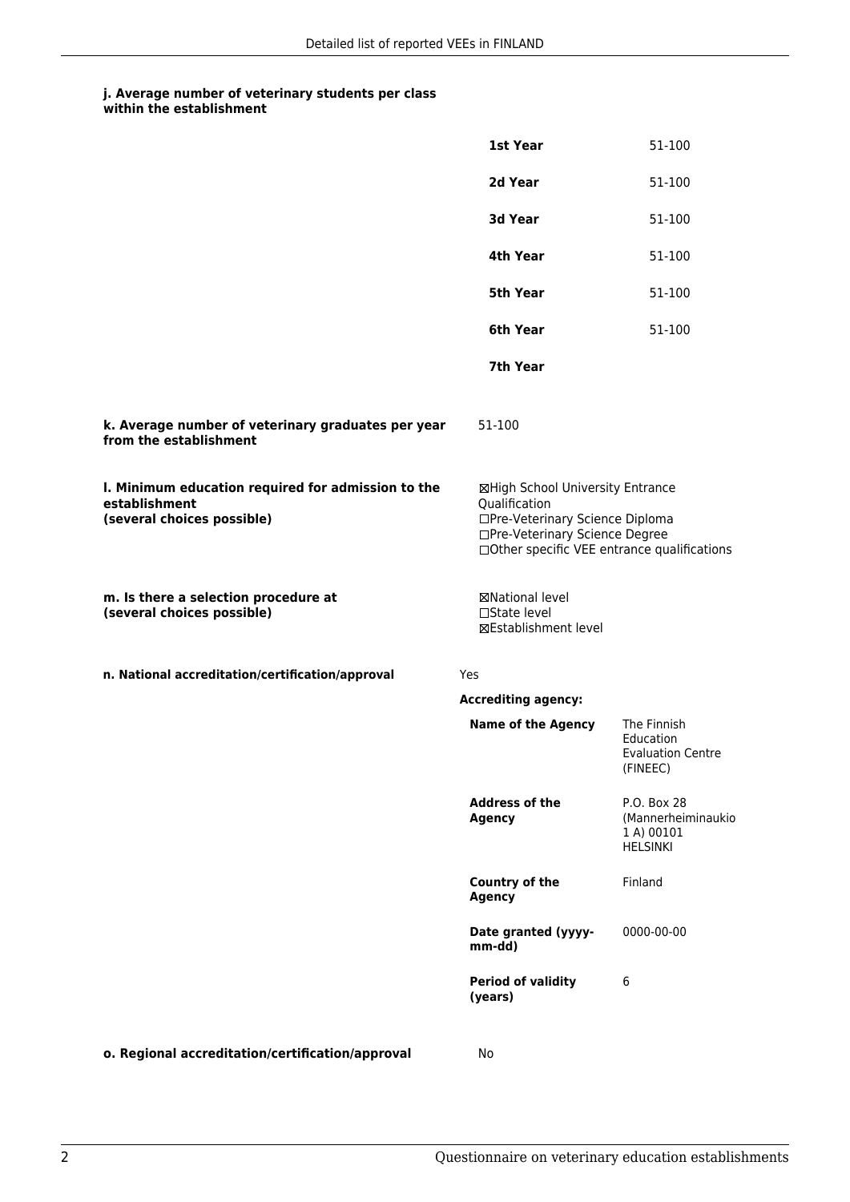**j. Average number of veterinary students per class within the establishment**

| | |
|---|---|
| **1st Year** | 51-100 |
| **2d Year** | 51-100 |
| **3d Year** | 51-100 |
| **4th Year** | 51-100 |
| **5th Year** | 51-100 |
| **6th Year** | 51-100 |
| **7th Year** | |

**k. Average number of veterinary graduates per year from the establishment**

51-100

**l. Minimum education required for admission to the establishment (several choices possible)**

☒High School University Entrance Qualification
☐Pre-Veterinary Science Diploma
☐Pre-Veterinary Science Degree
☐Other specific VEE entrance qualifications

**m. Is there a selection procedure at (several choices possible)**

☒National level
☐State level
☒Establishment level

**n. National accreditation/certification/approval**

Yes

**Accrediting agency:**

| | |
|---|---|
| **Name of the Agency** | The Finnish Education Evaluation Centre (FINEEC) |
| **Address of the Agency** | P.O. Box 28 (Mannerheiminaukio 1 A) 00101 HELSINKI |
| **Country of the Agency** | Finland |
| **Date granted (yyyy-mm-dd)** | 0000-00-00 |
| **Period of validity (years)** | 6 |

**o. Regional accreditation/certification/approval**

No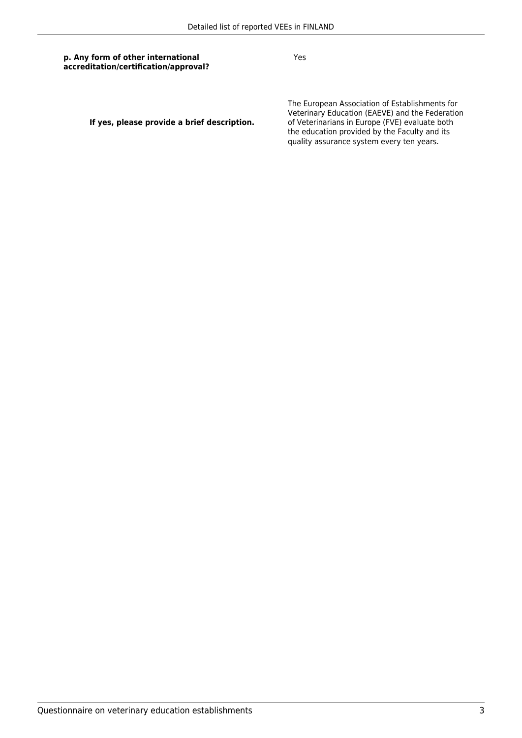| | |
|---|---|
| **p. Any form of other international accreditation/certification/approval?** | Yes |
| **If yes, please provide a brief description.** | The European Association of Establishments for Veterinary Education (EAEVE) and the Federation of Veterinarians in Europe (FVE) evaluate both the education provided by the Faculty and its quality assurance system every ten years. |